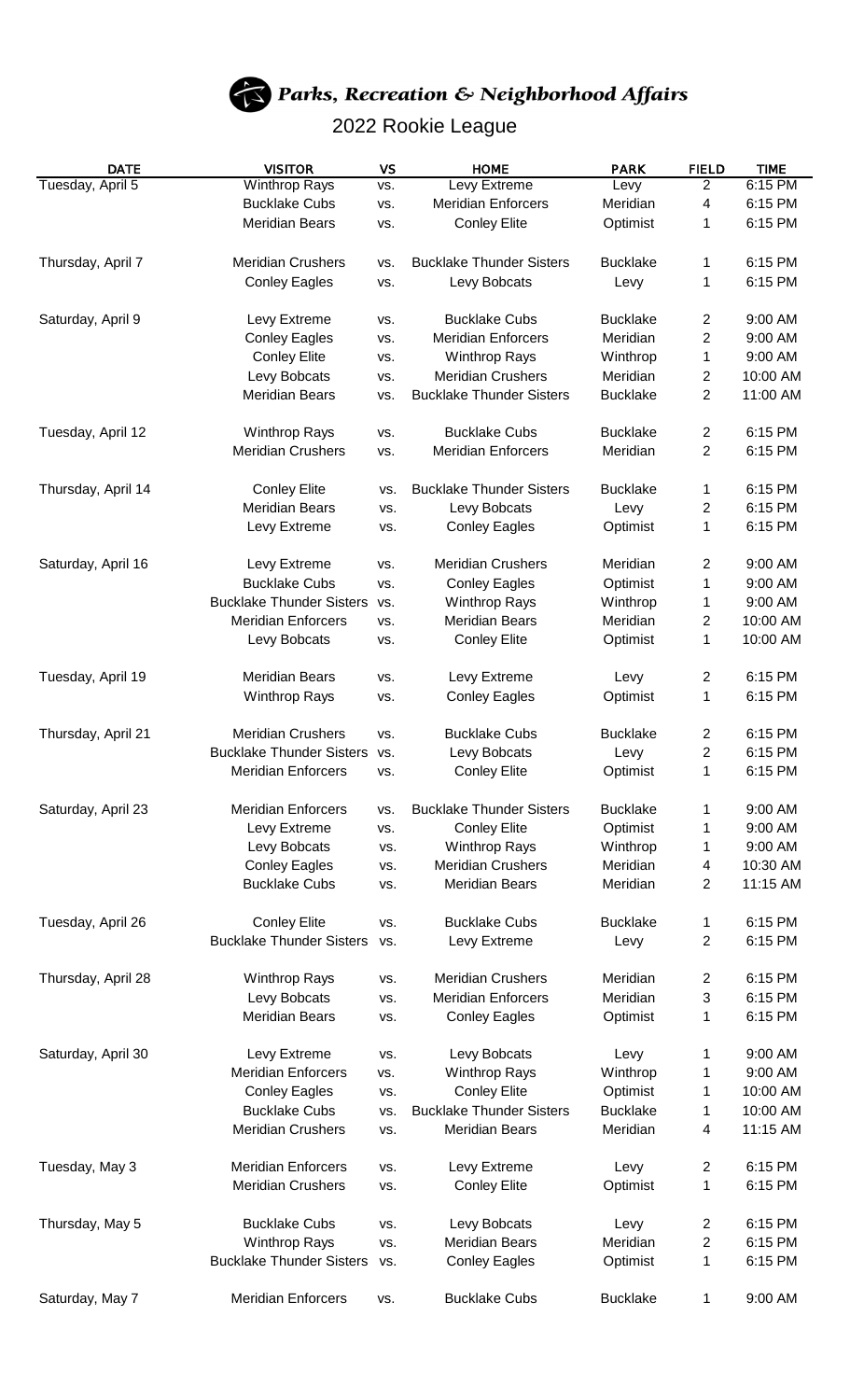# *Parks, Recreation & Neighborhood Affairs*

## 2022 Rookie League

| DATE | VISITOR | VS | HOME | PARK | FIELD | TIME |
|---|---|---|---|---|---|---|
| Tuesday, April 5 | Winthrop Rays | vs. | Levy Extreme | Levy | 2 | 6:15 PM |
| | Bucklake Cubs | vs. | Meridian Enforcers | Meridian | 4 | 6:15 PM |
| | Meridian Bears | vs. | Conley Elite | Optimist | 1 | 6:15 PM |
| Thursday, April 7 | Meridian Crushers | vs. | Bucklake Thunder Sisters | Bucklake | 1 | 6:15 PM |
| | Conley Eagles | vs. | Levy Bobcats | Levy | 1 | 6:15 PM |
| Saturday, April 9 | Levy Extreme | vs. | Bucklake Cubs | Bucklake | 2 | 9:00 AM |
| | Conley Eagles | vs. | Meridian Enforcers | Meridian | 2 | 9:00 AM |
| | Conley Elite | vs. | Winthrop Rays | Winthrop | 1 | 9:00 AM |
| | Levy Bobcats | vs. | Meridian Crushers | Meridian | 2 | 10:00 AM |
| | Meridian Bears | vs. | Bucklake Thunder Sisters | Bucklake | 2 | 11:00 AM |
| Tuesday, April 12 | Winthrop Rays | vs. | Bucklake Cubs | Bucklake | 2 | 6:15 PM |
| | Meridian Crushers | vs. | Meridian Enforcers | Meridian | 2 | 6:15 PM |
| Thursday, April 14 | Conley Elite | vs. | Bucklake Thunder Sisters | Bucklake | 1 | 6:15 PM |
| | Meridian Bears | vs. | Levy Bobcats | Levy | 2 | 6:15 PM |
| | Levy Extreme | vs. | Conley Eagles | Optimist | 1 | 6:15 PM |
| Saturday, April 16 | Levy Extreme | vs. | Meridian Crushers | Meridian | 2 | 9:00 AM |
| | Bucklake Cubs | vs. | Conley Eagles | Optimist | 1 | 9:00 AM |
| | Bucklake Thunder Sisters | vs. | Winthrop Rays | Winthrop | 1 | 9:00 AM |
| | Meridian Enforcers | vs. | Meridian Bears | Meridian | 2 | 10:00 AM |
| | Levy Bobcats | vs. | Conley Elite | Optimist | 1 | 10:00 AM |
| Tuesday, April 19 | Meridian Bears | vs. | Levy Extreme | Levy | 2 | 6:15 PM |
| | Winthrop Rays | vs. | Conley Eagles | Optimist | 1 | 6:15 PM |
| Thursday, April 21 | Meridian Crushers | vs. | Bucklake Cubs | Bucklake | 2 | 6:15 PM |
| | Bucklake Thunder Sisters | vs. | Levy Bobcats | Levy | 2 | 6:15 PM |
| | Meridian Enforcers | vs. | Conley Elite | Optimist | 1 | 6:15 PM |
| Saturday, April 23 | Meridian Enforcers | vs. | Bucklake Thunder Sisters | Bucklake | 1 | 9:00 AM |
| | Levy Extreme | vs. | Conley Elite | Optimist | 1 | 9:00 AM |
| | Levy Bobcats | vs. | Winthrop Rays | Winthrop | 1 | 9:00 AM |
| | Conley Eagles | vs. | Meridian Crushers | Meridian | 4 | 10:30 AM |
| | Bucklake Cubs | vs. | Meridian Bears | Meridian | 2 | 11:15 AM |
| Tuesday, April 26 | Conley Elite | vs. | Bucklake Cubs | Bucklake | 1 | 6:15 PM |
| | Bucklake Thunder Sisters | vs. | Levy Extreme | Levy | 2 | 6:15 PM |
| Thursday, April 28 | Winthrop Rays | vs. | Meridian Crushers | Meridian | 2 | 6:15 PM |
| | Levy Bobcats | vs. | Meridian Enforcers | Meridian | 3 | 6:15 PM |
| | Meridian Bears | vs. | Conley Eagles | Optimist | 1 | 6:15 PM |
| Saturday, April 30 | Levy Extreme | vs. | Levy Bobcats | Levy | 1 | 9:00 AM |
| | Meridian Enforcers | vs. | Winthrop Rays | Winthrop | 1 | 9:00 AM |
| | Conley Eagles | vs. | Conley Elite | Optimist | 1 | 10:00 AM |
| | Bucklake Cubs | vs. | Bucklake Thunder Sisters | Bucklake | 1 | 10:00 AM |
| | Meridian Crushers | vs. | Meridian Bears | Meridian | 4 | 11:15 AM |
| Tuesday, May 3 | Meridian Enforcers | vs. | Levy Extreme | Levy | 2 | 6:15 PM |
| | Meridian Crushers | vs. | Conley Elite | Optimist | 1 | 6:15 PM |
| Thursday, May 5 | Bucklake Cubs | vs. | Levy Bobcats | Levy | 2 | 6:15 PM |
| | Winthrop Rays | vs. | Meridian Bears | Meridian | 2 | 6:15 PM |
| | Bucklake Thunder Sisters | vs. | Conley Eagles | Optimist | 1 | 6:15 PM |
| Saturday, May 7 | Meridian Enforcers | vs. | Bucklake Cubs | Bucklake | 1 | 9:00 AM |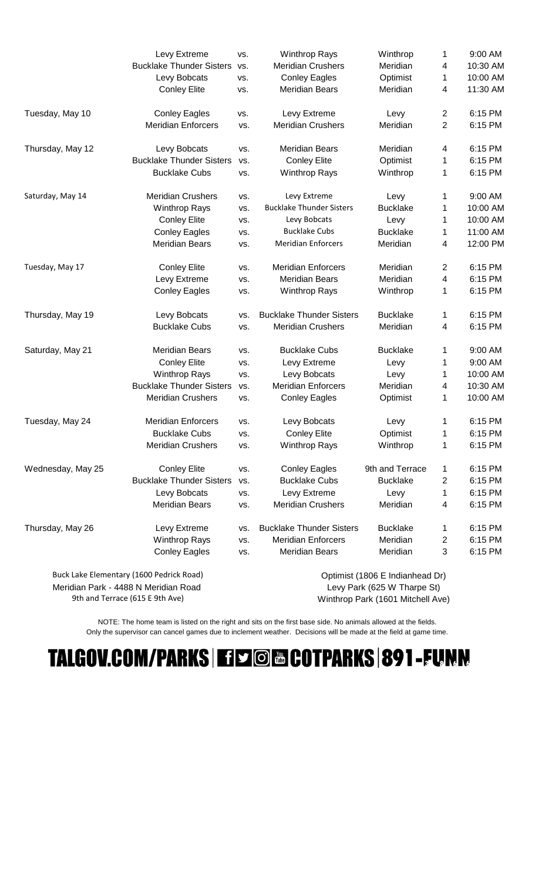| | | | | | | |
|---|---|---|---|---|---|---|
| | Levy Extreme | vs. | Winthrop Rays | Winthrop | 1 | 9:00 AM |
| | Bucklake Thunder Sisters | vs. | Meridian Crushers | Meridian | 4 | 10:30 AM |
| | Levy Bobcats | vs. | Conley Eagles | Optimist | 1 | 10:00 AM |
| | Conley Elite | vs. | Meridian Bears | Meridian | 4 | 11:30 AM |
| Tuesday, May 10 | Conley Eagles | vs. | Levy Extreme | Levy | 2 | 6:15 PM |
| | Meridian Enforcers | vs. | Meridian Crushers | Meridian | 2 | 6:15 PM |
| Thursday, May 12 | Levy Bobcats | vs. | Meridian Bears | Meridian | 4 | 6:15 PM |
| | Bucklake Thunder Sisters | vs. | Conley Elite | Optimist | 1 | 6:15 PM |
| | Bucklake Cubs | vs. | Winthrop Rays | Winthrop | 1 | 6:15 PM |
| Saturday, May 14 | Meridian Crushers | vs. | Levy Extreme | Levy | 1 | 9:00 AM |
| | Winthrop Rays | vs. | Bucklake Thunder Sisters | Bucklake | 1 | 10:00 AM |
| | Conley Elite | vs. | Levy Bobcats | Levy | 1 | 10:00 AM |
| | Conley Eagles | vs. | Bucklake Cubs | Bucklake | 1 | 11:00 AM |
| | Meridian Bears | vs. | Meridian Enforcers | Meridian | 4 | 12:00 PM |
| Tuesday, May 17 | Conley Elite | vs. | Meridian Enforcers | Meridian | 2 | 6:15 PM |
| | Levy Extreme | vs. | Meridian Bears | Meridian | 4 | 6:15 PM |
| | Conley Eagles | vs. | Winthrop Rays | Winthrop | 1 | 6:15 PM |
| Thursday, May 19 | Levy Bobcats | vs. | Bucklake Thunder Sisters | Bucklake | 1 | 6:15 PM |
| | Bucklake Cubs | vs. | Meridian Crushers | Meridian | 4 | 6:15 PM |
| Saturday, May 21 | Meridian Bears | vs. | Bucklake Cubs | Bucklake | 1 | 9:00 AM |
| | Conley Elite | vs. | Levy Extreme | Levy | 1 | 9:00 AM |
| | Winthrop Rays | vs. | Levy Bobcats | Levy | 1 | 10:00 AM |
| | Bucklake Thunder Sisters | vs. | Meridian Enforcers | Meridian | 4 | 10:30 AM |
| | Meridian Crushers | vs. | Conley Eagles | Optimist | 1 | 10:00 AM |
| Tuesday, May 24 | Meridian Enforcers | vs. | Levy Bobcats | Levy | 1 | 6:15 PM |
| | Bucklake Cubs | vs. | Conley Elite | Optimist | 1 | 6:15 PM |
| | Meridian Crushers | vs. | Winthrop Rays | Winthrop | 1 | 6:15 PM |
| Wednesday, May 25 | Conley Elite | vs. | Conley Eagles | 9th and Terrace | 1 | 6:15 PM |
| | Bucklake Thunder Sisters | vs. | Bucklake Cubs | Bucklake | 2 | 6:15 PM |
| | Levy Bobcats | vs. | Levy Extreme | Levy | 1 | 6:15 PM |
| | Meridian Bears | vs. | Meridian Crushers | Meridian | 4 | 6:15 PM |
| Thursday, May 26 | Levy Extreme | vs. | Bucklake Thunder Sisters | Bucklake | 1 | 6:15 PM |
| | Winthrop Rays | vs. | Meridian Enforcers | Meridian | 2 | 6:15 PM |
| | Conley Eagles | vs. | Meridian Bears | Meridian | 3 | 6:15 PM |

Buck Lake Elementary (1600 Pedrick Road)
Meridian Park - 4488 N Meridian Road
9th and Terrace (615 E 9th Ave)

Optimist (1806 E Indianhead Dr)
Levy Park (625 W Tharpe St)
Winthrop Park (1601 Mitchell Ave)

NOTE: The home team is listed on the right and sits on the first base side. No animals allowed at the fields.
Only the supervisor can cancel games due to inclement weather. Decisions will be made at the field at game time.

**TALGOV.COM/PARKS | COTPARKS | 891-FUNN**